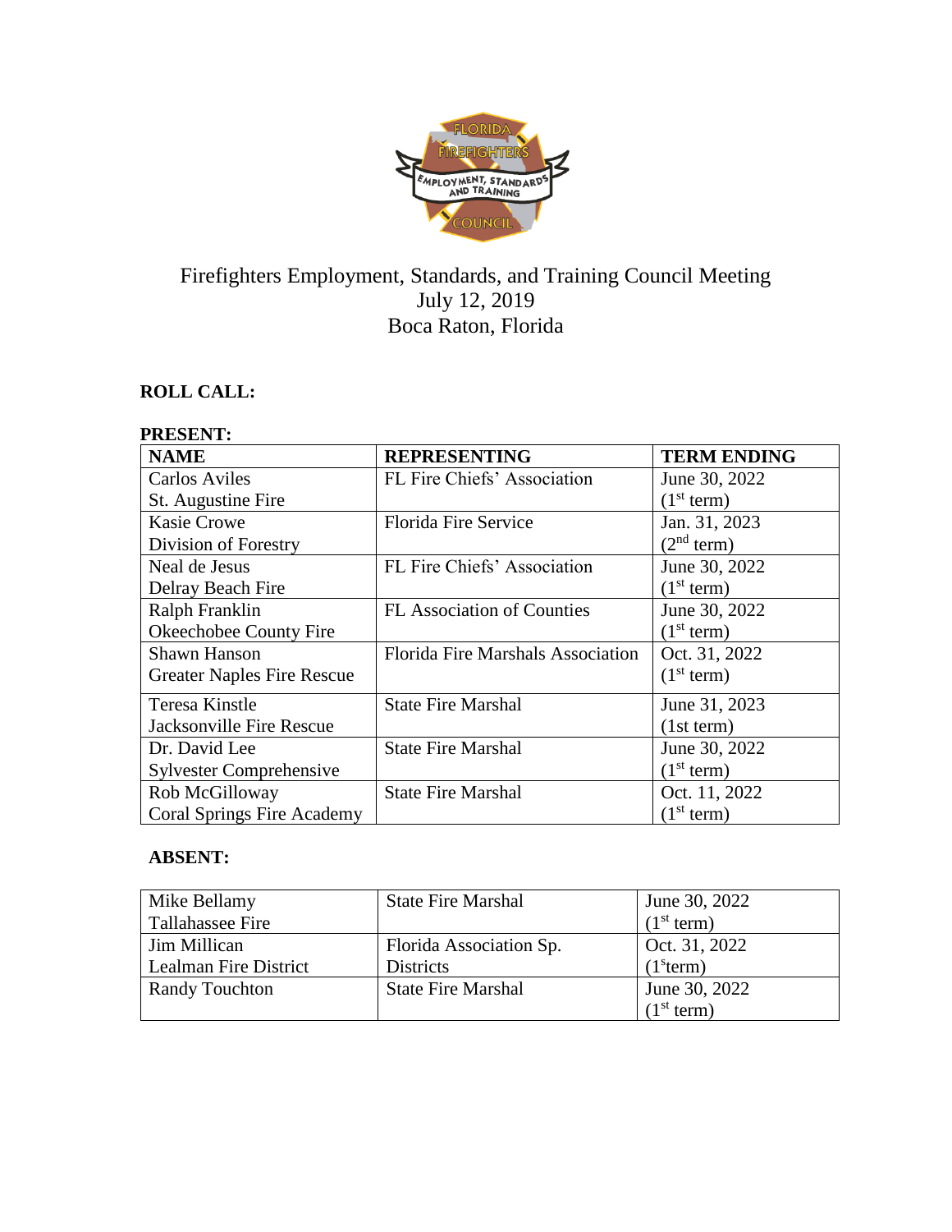# Firefighters Employment, Standards, and Training Council Meeting
July 12, 2019
Boca Raton, Florida

**ROLL CALL:**

**PRESENT:**

| NAME | REPRESENTING | TERM ENDING |
|---|---|---|
| Carlos Aviles<br>St. Augustine Fire | FL Fire Chiefs' Association | June 30, 2022<br>(1st term) |
| Kasie Crowe<br>Division of Forestry | Florida Fire Service | Jan. 31, 2023<br>(2nd term) |
| Neal de Jesus<br>Delray Beach Fire | FL Fire Chiefs' Association | June 30, 2022<br>(1st term) |
| Ralph Franklin<br>Okeechobee County Fire | FL Association of Counties | June 30, 2022<br>(1st term) |
| Shawn Hanson<br>Greater Naples Fire Rescue | Florida Fire Marshals Association | Oct. 31, 2022<br>(1st term) |
| Teresa Kinstle<br>Jacksonville Fire Rescue | State Fire Marshal | June 31, 2023<br>(1st term) |
| Dr. David Lee<br>Sylvester Comprehensive | State Fire Marshal | June 30, 2022<br>(1st term) |
| Rob McGilloway<br>Coral Springs Fire Academy | State Fire Marshal | Oct. 11, 2022<br>(1st term) |

**ABSENT:**

| | | |
|---|---|---|
| Mike Bellamy<br>Tallahassee Fire | State Fire Marshal | June 30, 2022<br>(1st term) |
| Jim Millican<br>Lealman Fire District | Florida Association Sp. Districts | Oct. 31, 2022<br>(1sterm) |
| Randy Touchton | State Fire Marshal | June 30, 2022<br>(1st term) |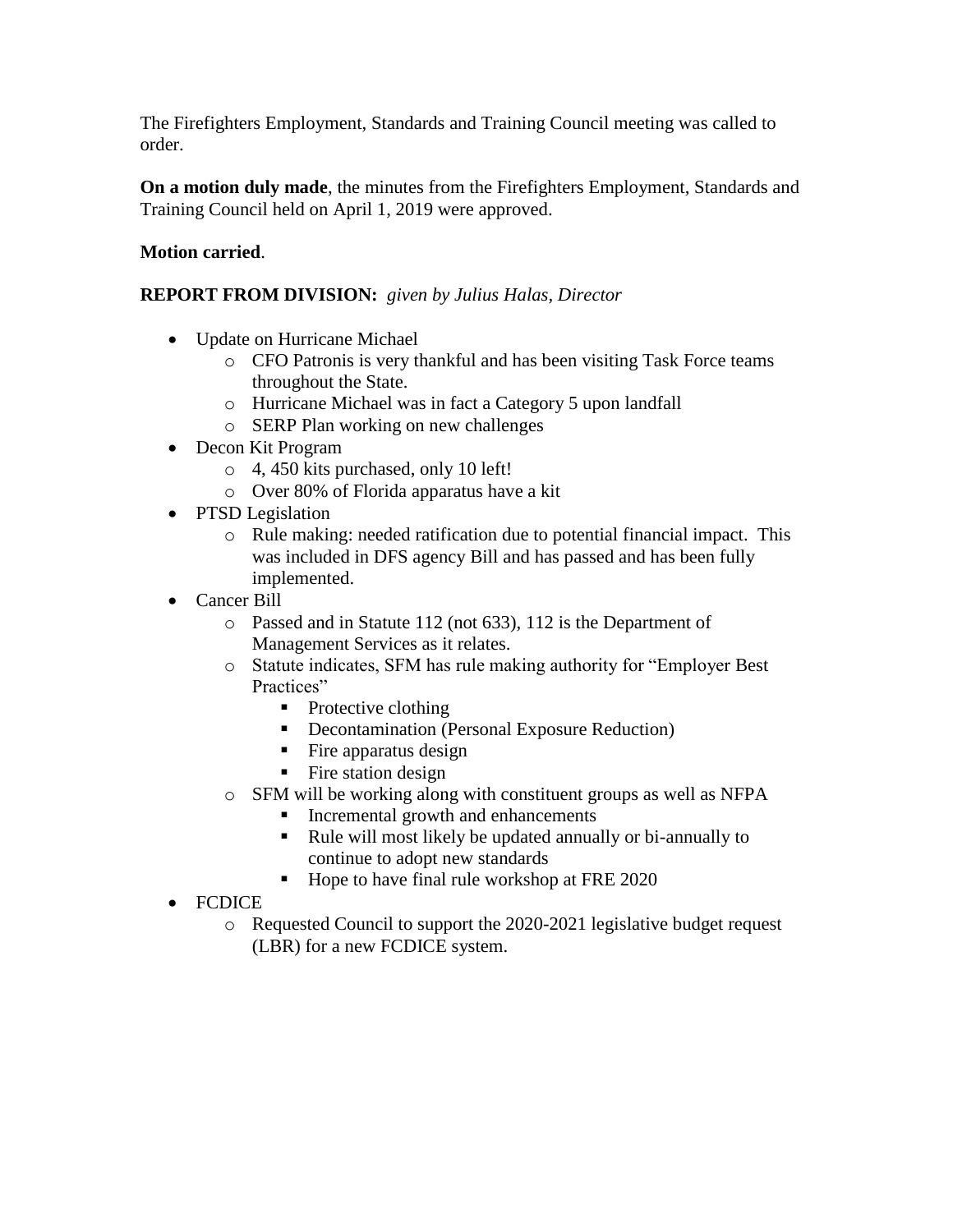The Firefighters Employment, Standards and Training Council meeting was called to order.

**On a motion duly made**, the minutes from the Firefighters Employment, Standards and Training Council held on April 1, 2019 were approved.

**Motion carried**.

**REPORT FROM DIVISION:** *given by Julius Halas, Director*

- Update on Hurricane Michael
  - CFO Patronis is very thankful and has been visiting Task Force teams throughout the State.
  - Hurricane Michael was in fact a Category 5 upon landfall
  - SERP Plan working on new challenges
- Decon Kit Program
  - 4, 450 kits purchased, only 10 left!
  - Over 80% of Florida apparatus have a kit
- PTSD Legislation
  - Rule making: needed ratification due to potential financial impact. This was included in DFS agency Bill and has passed and has been fully implemented.
- Cancer Bill
  - Passed and in Statute 112 (not 633), 112 is the Department of Management Services as it relates.
  - Statute indicates, SFM has rule making authority for "Employer Best Practices"
    - Protective clothing
    - Decontamination (Personal Exposure Reduction)
    - Fire apparatus design
    - Fire station design
  - SFM will be working along with constituent groups as well as NFPA
    - Incremental growth and enhancements
    - Rule will most likely be updated annually or bi-annually to continue to adopt new standards
    - Hope to have final rule workshop at FRE 2020
- FCDICE
  - Requested Council to support the 2020-2021 legislative budget request (LBR) for a new FCDICE system.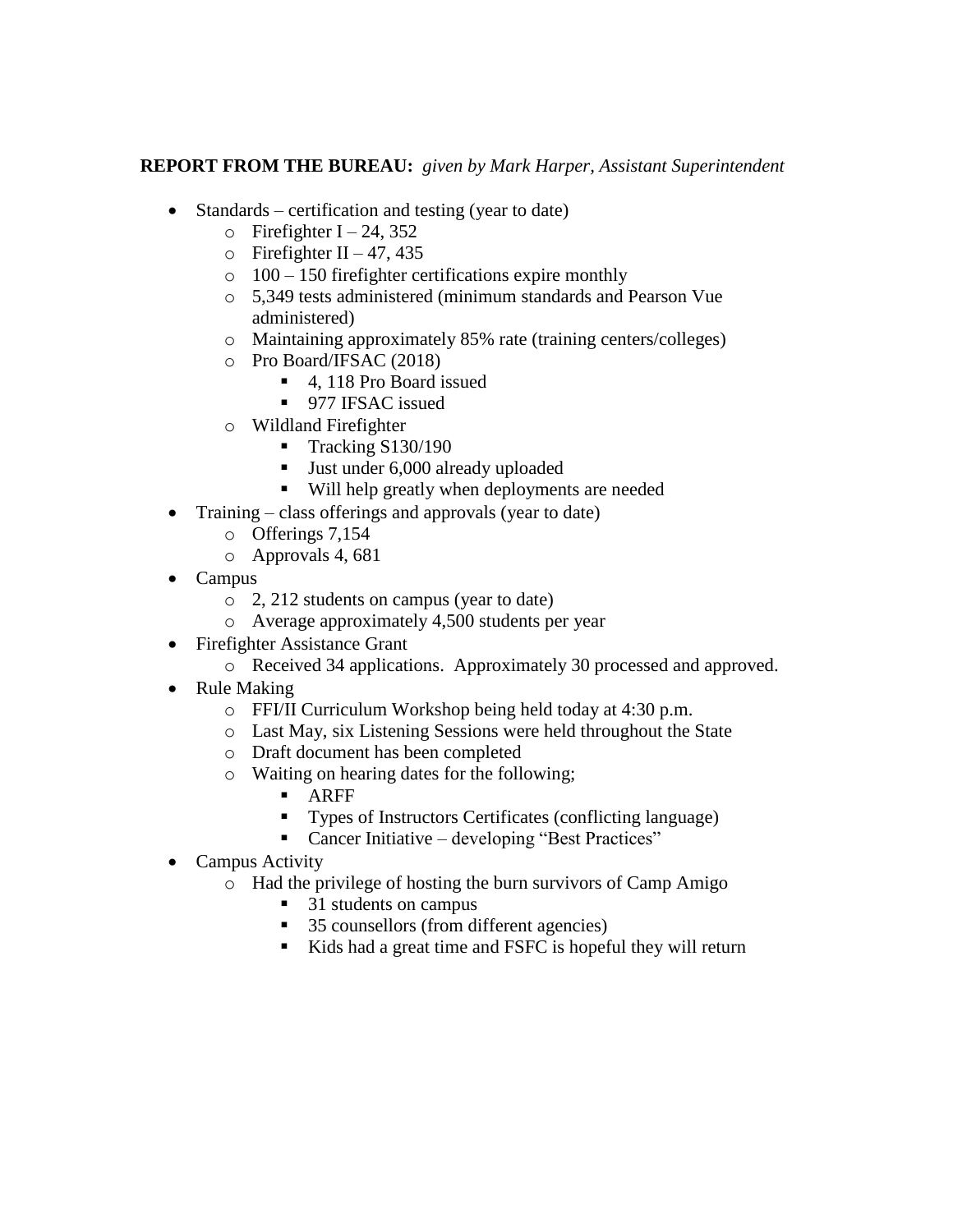**REPORT FROM THE BUREAU:** *given by Mark Harper, Assistant Superintendent*

- Standards – certification and testing (year to date)
  - Firefighter I – 24, 352
  - Firefighter II – 47, 435
  - 100 – 150 firefighter certifications expire monthly
  - 5,349 tests administered (minimum standards and Pearson Vue administered)
  - Maintaining approximately 85% rate (training centers/colleges)
  - Pro Board/IFSAC (2018)
    - 4, 118 Pro Board issued
    - 977 IFSAC issued
  - Wildland Firefighter
    - Tracking S130/190
    - Just under 6,000 already uploaded
    - Will help greatly when deployments are needed
- Training – class offerings and approvals (year to date)
  - Offerings 7,154
  - Approvals 4, 681
- Campus
  - 2, 212 students on campus (year to date)
  - Average approximately 4,500 students per year
- Firefighter Assistance Grant
  - Received 34 applications. Approximately 30 processed and approved.
- Rule Making
  - FFI/II Curriculum Workshop being held today at 4:30 p.m.
  - Last May, six Listening Sessions were held throughout the State
  - Draft document has been completed
  - Waiting on hearing dates for the following;
    - ARFF
    - Types of Instructors Certificates (conflicting language)
    - Cancer Initiative – developing "Best Practices"
- Campus Activity
  - Had the privilege of hosting the burn survivors of Camp Amigo
    - 31 students on campus
    - 35 counsellors (from different agencies)
    - Kids had a great time and FSFC is hopeful they will return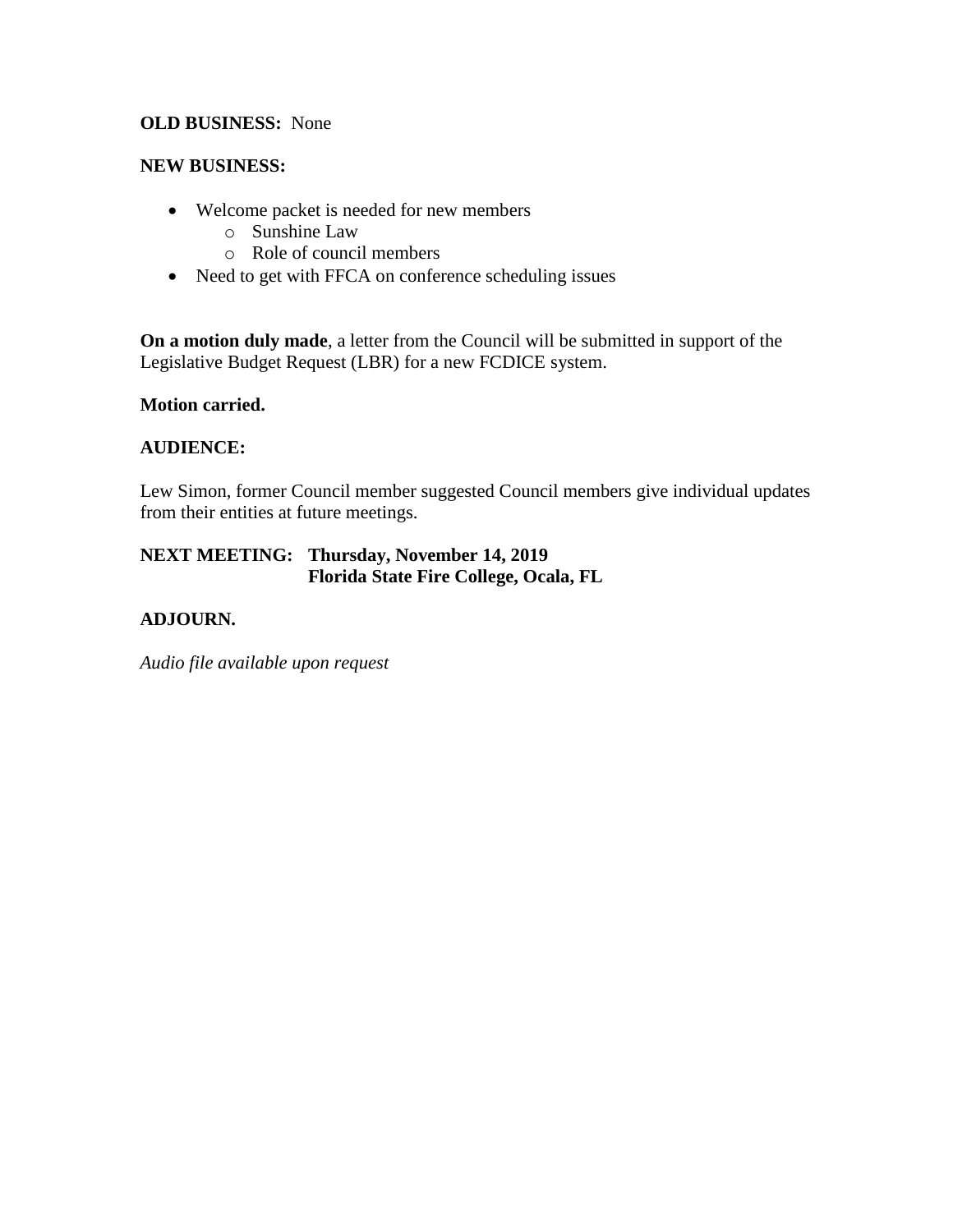**OLD BUSINESS:** None

**NEW BUSINESS:**

- Welcome packet is needed for new members
  - Sunshine Law
  - Role of council members
- Need to get with FFCA on conference scheduling issues

**On a motion duly made**, a letter from the Council will be submitted in support of the Legislative Budget Request (LBR) for a new FCDICE system.

**Motion carried.**

**AUDIENCE:**

Lew Simon, former Council member suggested Council members give individual updates from their entities at future meetings.

**NEXT MEETING: Thursday, November 14, 2019**
**Florida State Fire College, Ocala, FL**

**ADJOURN.**

*Audio file available upon request*